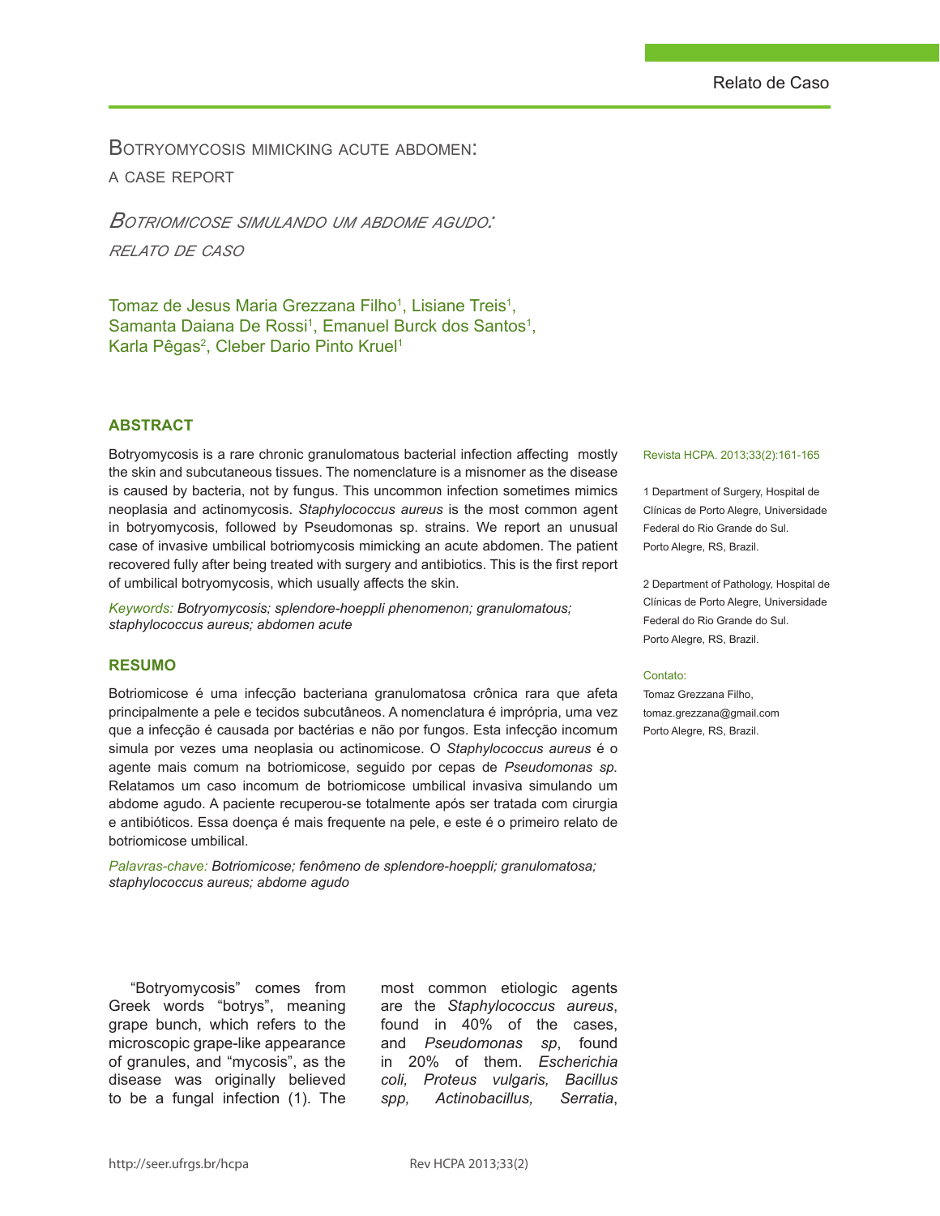Relato de Caso

# Botryomycosis mimicking acute abdomen: a case report

## *Botriomicose simulando um abdome agudo: relato de caso*

Tomaz de Jesus Maria Grezzana Filho[1], Lisiane Treis[1], Samanta Daiana De Rossi[1], Emanuel Burck dos Santos[1], Karla Pêgas[2], Cleber Dario Pinto Kruel[1]

1 Department of Surgery, Hospital de Clínicas de Porto Alegre, Universidade Federal do Rio Grande do Sul. Porto Alegre, RS, Brazil.

2 Department of Pathology, Hospital de Clínicas de Porto Alegre, Universidade Federal do Rio Grande do Sul. Porto Alegre, RS, Brazil.

Contato:
Tomaz Grezzana Filho,
tomaz.grezzana@gmail.com
Porto Alegre, RS, Brazil.

### ABSTRACT

Botryomycosis is a rare chronic granulomatous bacterial infection affecting mostly the skin and subcutaneous tissues. The nomenclature is a misnomer as the disease is caused by bacteria, not by fungus. This uncommon infection sometimes mimics neoplasia and actinomycosis. *Staphylococcus aureus* is the most common agent in botryomycosis, followed by Pseudomonas sp. strains. We report an unusual case of invasive umbilical botriomycosis mimicking an acute abdomen. The patient recovered fully after being treated with surgery and antibiotics. This is the first report of umbilical botryomycosis, which usually affects the skin.

*Keywords: Botryomycosis; splendore-hoeppli phenomenon; granulomatous; staphylococcus aureus; abdomen acute*

### RESUMO

Botriomicose é uma infecção bacteriana granulomatosa crônica rara que afeta principalmente a pele e tecidos subcutâneos. A nomenclatura é imprópria, uma vez que a infecção é causada por bactérias e não por fungos. Esta infecção incomum simula por vezes uma neoplasia ou actinomicose. O *Staphylococcus aureus* é o agente mais comum na botriomicose, seguido por cepas de *Pseudomonas sp.* Relatamos um caso incomum de botriomicose umbilical invasiva simulando um abdome agudo. A paciente recuperou-se totalmente após ser tratada com cirurgia e antibióticos. Essa doença é mais frequente na pele, e este é o primeiro relato de botriomicose umbilical.

*Palavras-chave: Botriomicose; fenômeno de splendore-hoeppli; granulomatosa; staphylococcus aureus; abdome agudo*

"Botryomycosis" comes from Greek words "botrys", meaning grape bunch, which refers to the microscopic grape-like appearance of granules, and "mycosis", as the disease was originally believed to be a fungal infection (1). The most common etiologic agents are the *Staphylococcus aureus*, found in 40% of the cases, and *Pseudomonas sp*, found in 20% of them. *Escherichia coli, Proteus vulgaris, Bacillus spp, Actinobacillus, Serratia*,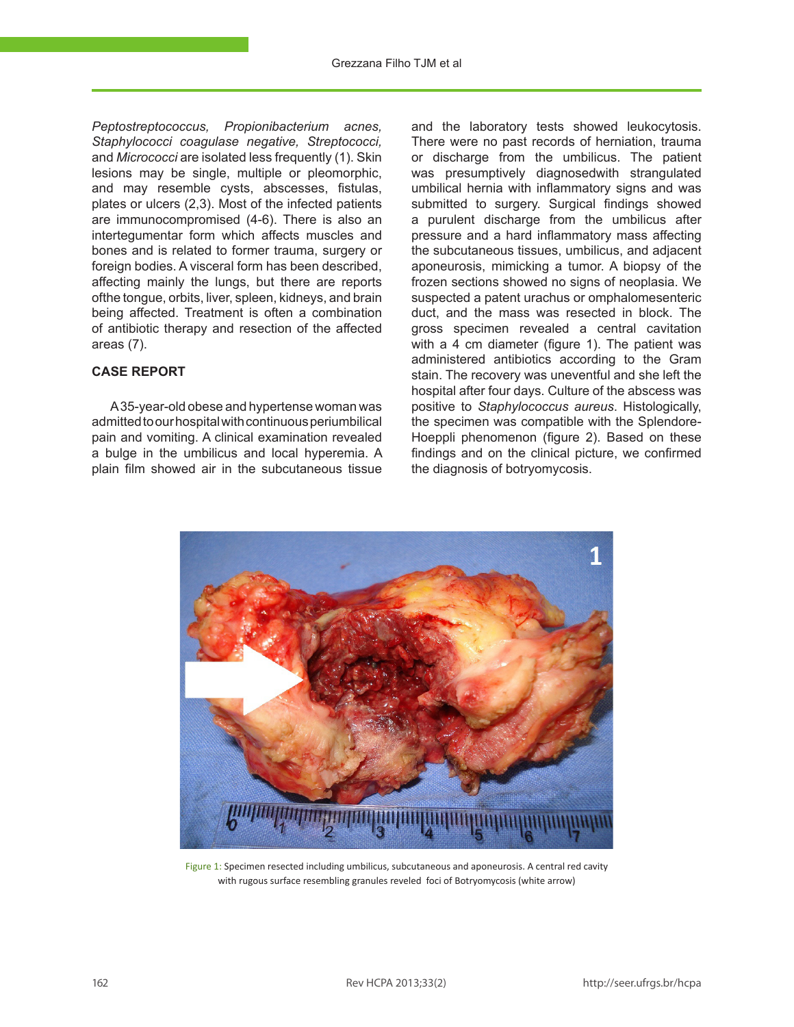*Peptostreptococcus, Propionibacterium acnes, Staphylococci coagulase negative, Streptococci,* and *Micrococci* are isolated less frequently (1). Skin lesions may be single, multiple or pleomorphic, and may resemble cysts, abscesses, fistulas, plates or ulcers (2,3). Most of the infected patients are immunocompromised (4-6). There is also an intertegumentar form which affects muscles and bones and is related to former trauma, surgery or foreign bodies. A visceral form has been described, affecting mainly the lungs, but there are reports ofthe tongue, orbits, liver, spleen, kidneys, and brain being affected. Treatment is often a combination of antibiotic therapy and resection of the affected areas (7).

## CASE REPORT

A 35-year-old obese and hypertense woman was admitted to our hospital with continuous periumbilical pain and vomiting. A clinical examination revealed a bulge in the umbilicus and local hyperemia. A plain film showed air in the subcutaneous tissue and the laboratory tests showed leukocytosis. There were no past records of herniation, trauma or discharge from the umbilicus. The patient was presumptively diagnosedwith strangulated umbilical hernia with inflammatory signs and was submitted to surgery. Surgical findings showed a purulent discharge from the umbilicus after pressure and a hard inflammatory mass affecting the subcutaneous tissues, umbilicus, and adjacent aponeurosis, mimicking a tumor. A biopsy of the frozen sections showed no signs of neoplasia. We suspected a patent urachus or omphalomesenteric duct, and the mass was resected in block. The gross specimen revealed a central cavitation with a 4 cm diameter (figure 1). The patient was administered antibiotics according to the Gram stain. The recovery was uneventful and she left the hospital after four days. Culture of the abscess was positive to *Staphylococcus aureus*. Histologically, the specimen was compatible with the Splendore-Hoeppli phenomenon (figure 2). Based on these findings and on the clinical picture, we confirmed the diagnosis of botryomycosis.

Figure 1: Specimen resected including umbilicus, subcutaneous and aponeurosis. A central red cavity with rugous surface resembling granules reveled foci of Botryomycosis (white arrow)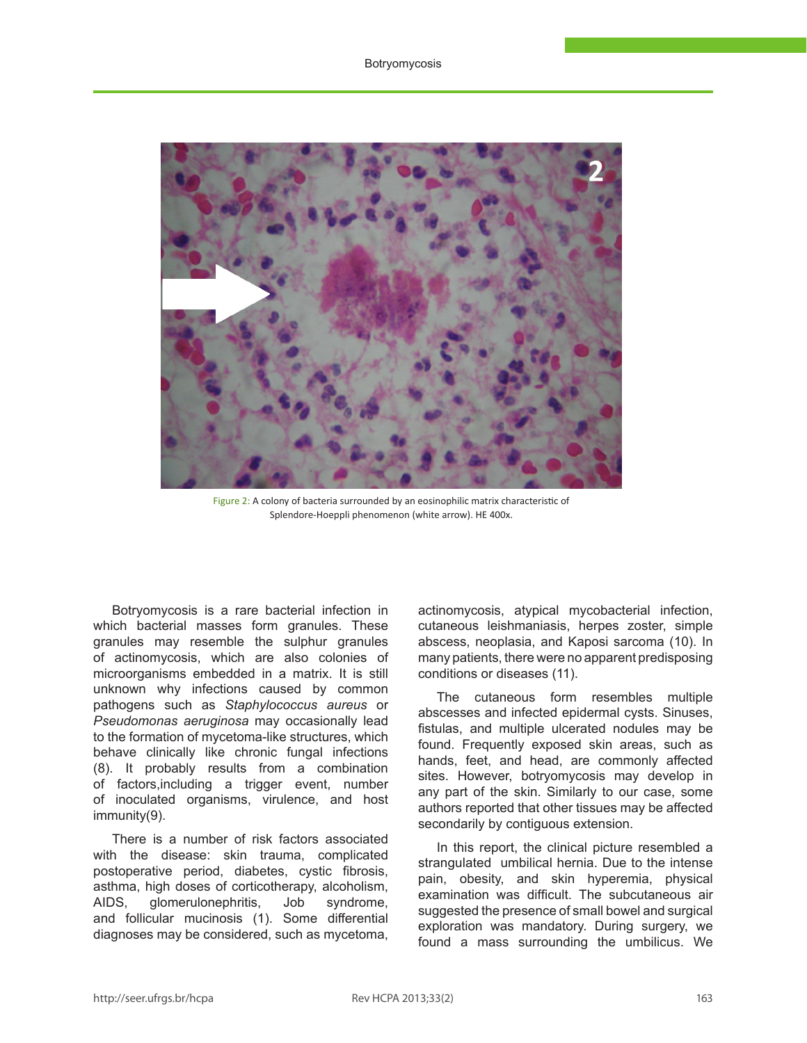Figure 2: A colony of bacteria surrounded by an eosinophilic matrix characteristic of Splendore-Hoeppli phenomenon (white arrow). HE 400x.

Botryomycosis is a rare bacterial infection in which bacterial masses form granules. These granules may resemble the sulphur granules of actinomycosis, which are also colonies of microorganisms embedded in a matrix. It is still unknown why infections caused by common pathogens such as *Staphylococcus aureus* or *Pseudomonas aeruginosa* may occasionally lead to the formation of mycetoma-like structures, which behave clinically like chronic fungal infections (8). It probably results from a combination of factors,including a trigger event, number of inoculated organisms, virulence, and host immunity(9).

There is a number of risk factors associated with the disease: skin trauma, complicated postoperative period, diabetes, cystic fibrosis, asthma, high doses of corticotherapy, alcoholism, AIDS, glomerulonephritis, Job syndrome, and follicular mucinosis (1). Some differential diagnoses may be considered, such as mycetoma, actinomycosis, atypical mycobacterial infection, cutaneous leishmaniasis, herpes zoster, simple abscess, neoplasia, and Kaposi sarcoma (10). In many patients, there were no apparent predisposing conditions or diseases (11).

The cutaneous form resembles multiple abscesses and infected epidermal cysts. Sinuses, fistulas, and multiple ulcerated nodules may be found. Frequently exposed skin areas, such as hands, feet, and head, are commonly affected sites. However, botryomycosis may develop in any part of the skin. Similarly to our case, some authors reported that other tissues may be affected secondarily by contiguous extension.

In this report, the clinical picture resembled a strangulated umbilical hernia. Due to the intense pain, obesity, and skin hyperemia, physical examination was difficult. The subcutaneous air suggested the presence of small bowel and surgical exploration was mandatory. During surgery, we found a mass surrounding the umbilicus. We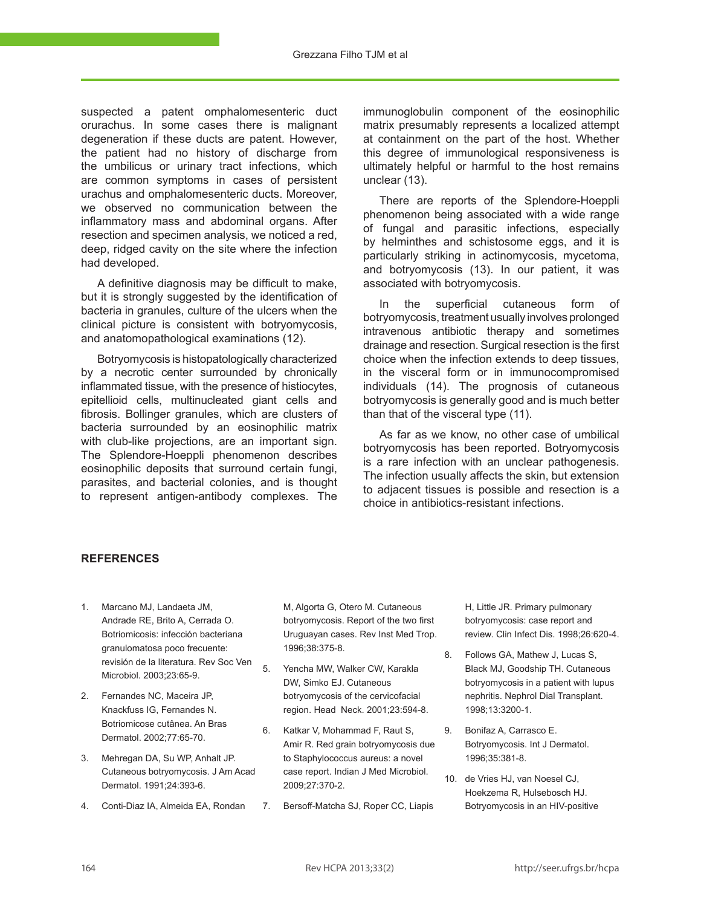suspected a patent omphalomesenteric duct orurachus. In some cases there is malignant degeneration if these ducts are patent. However, the patient had no history of discharge from the umbilicus or urinary tract infections, which are common symptoms in cases of persistent urachus and omphalomesenteric ducts. Moreover, we observed no communication between the inflammatory mass and abdominal organs. After resection and specimen analysis, we noticed a red, deep, ridged cavity on the site where the infection had developed.

A definitive diagnosis may be difficult to make, but it is strongly suggested by the identification of bacteria in granules, culture of the ulcers when the clinical picture is consistent with botryomycosis, and anatomopathological examinations (12).

Botryomycosis is histopatologically characterized by a necrotic center surrounded by chronically inflammated tissue, with the presence of histiocytes, epitellioid cells, multinucleated giant cells and fibrosis. Bollinger granules, which are clusters of bacteria surrounded by an eosinophilic matrix with club-like projections, are an important sign. The Splendore-Hoeppli phenomenon describes eosinophilic deposits that surround certain fungi, parasites, and bacterial colonies, and is thought to represent antigen-antibody complexes. The immunoglobulin component of the eosinophilic matrix presumably represents a localized attempt at containment on the part of the host. Whether this degree of immunological responsiveness is ultimately helpful or harmful to the host remains unclear (13).

There are reports of the Splendore-Hoeppli phenomenon being associated with a wide range of fungal and parasitic infections, especially by helminthes and schistosome eggs, and it is particularly striking in actinomycosis, mycetoma, and botryomycosis (13). In our patient, it was associated with botryomycosis.

In the superficial cutaneous form of botryomycosis, treatment usually involves prolonged intravenous antibiotic therapy and sometimes drainage and resection. Surgical resection is the first choice when the infection extends to deep tissues, in the visceral form or in immunocompromised individuals (14). The prognosis of cutaneous botryomycosis is generally good and is much better than that of the visceral type (11).

As far as we know, no other case of umbilical botryomycosis has been reported. Botryomycosis is a rare infection with an unclear pathogenesis. The infection usually affects the skin, but extension to adjacent tissues is possible and resection is a choice in antibiotics-resistant infections.

## REFERENCES

1. Marcano MJ, Landaeta JM, Andrade RE, Brito A, Cerrada O. Botriomicosis: infección bacteriana granulomatosa poco frecuente: revisión de la literatura. Rev Soc Ven Microbiol. 2003;23:65-9.
2. Fernandes NC, Maceira JP, Knackfuss IG, Fernandes N. Botriomicose cutânea. An Bras Dermatol. 2002;77:65-70.
3. Mehregan DA, Su WP, Anhalt JP. Cutaneous botryomycosis. J Am Acad Dermatol. 1991;24:393-6.
4. Conti-Diaz IA, Almeida EA, Rondan M, Algorta G, Otero M. Cutaneous botryomycosis. Report of the two first Uruguayan cases. Rev Inst Med Trop. 1996;38:375-8.
5. Yencha MW, Walker CW, Karakla DW, Simko EJ. Cutaneous botryomycosis of the cervicofacial region. Head Neck. 2001;23:594-8.
6. Katkar V, Mohammad F, Raut S, Amir R. Red grain botryomycosis due to Staphylococcus aureus: a novel case report. Indian J Med Microbiol. 2009;27:370-2.
7. Bersoff-Matcha SJ, Roper CC, Liapis H, Little JR. Primary pulmonary botryomycosis: case report and review. Clin Infect Dis. 1998;26:620-4.
8. Follows GA, Mathew J, Lucas S, Black MJ, Goodship TH. Cutaneous botryomycosis in a patient with lupus nephritis. Nephrol Dial Transplant. 1998;13:3200-1.
9. Bonifaz A, Carrasco E. Botryomycosis. Int J Dermatol. 1996;35:381-8.
10. de Vries HJ, van Noesel CJ, Hoekzema R, Hulsebosch HJ. Botryomycosis in an HIV-positive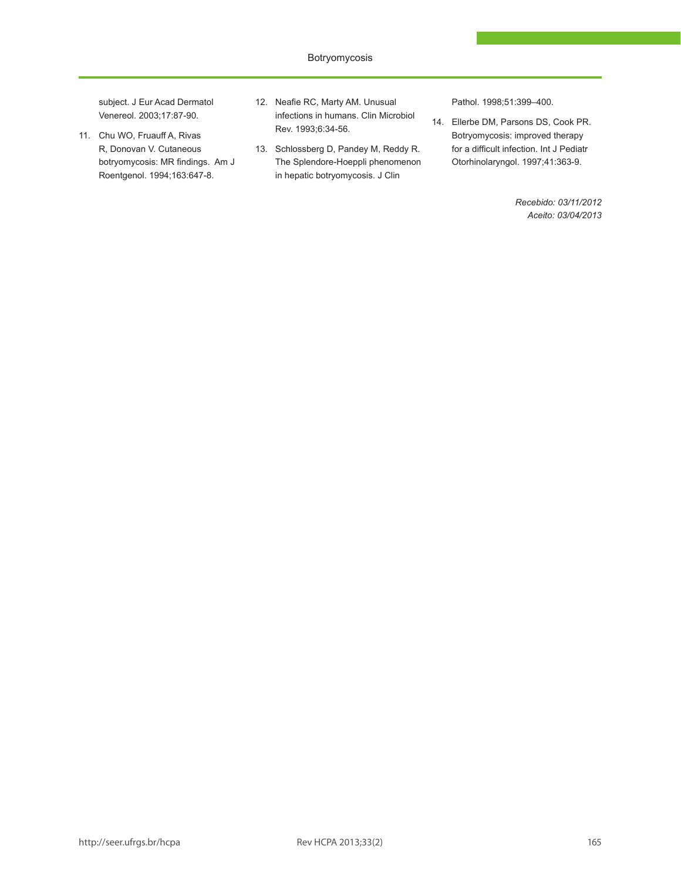subject. J Eur Acad Dermatol Venereol. 2003;17:87-90.

11. Chu WO, Fruauff A, Rivas R, Donovan V. Cutaneous botryomycosis: MR findings. Am J Roentgenol. 1994;163:647-8.

12. Neafie RC, Marty AM. Unusual infections in humans. Clin Microbiol Rev. 1993;6:34-56.

13. Schlossberg D, Pandey M, Reddy R. The Splendore-Hoeppli phenomenon in hepatic botryomycosis. J Clin Pathol. 1998;51:399–400.

14. Ellerbe DM, Parsons DS, Cook PR. Botryomycosis: improved therapy for a difficult infection. Int J Pediatr Otorhinolaryngol. 1997;41:363-9.

*Recebido: 03/11/2012*
*Aceito: 03/04/2013*